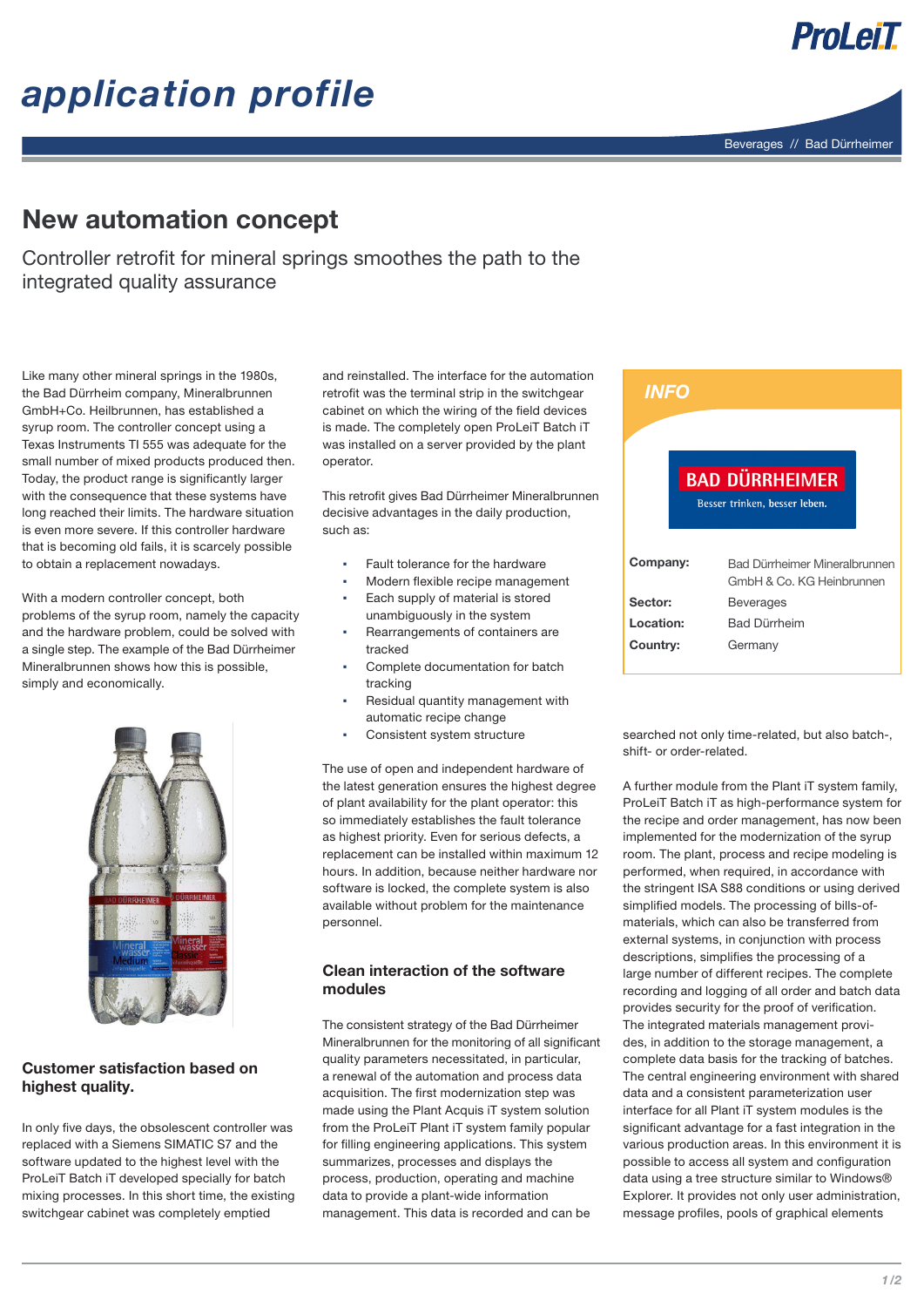# application profile

Beverages // Bad Dürrheimer

## New automation concept

Controller retrofit for mineral springs smoothes the path to the integrated quality assurance

Like many other mineral springs in the 1980s, the Bad Dürrheim company, Mineralbrunnen GmbH+Co. Heilbrunnen, has established a syrup room. The controller concept using a Texas Instruments TI 555 was adequate for the small number of mixed products produced then. Today, the product range is significantly larger with the consequence that these systems have long reached their limits. The hardware situation is even more severe. If this controller hardware that is becoming old fails, it is scarcely possible to obtain a replacement nowadays.

With a modern controller concept, both problems of the syrup room, namely the capacity and the hardware problem, could be solved with a single step. The example of the Bad Dürrheimer Mineralbrunnen shows how this is possible, simply and economically.

### Customer satisfaction based on highest quality.

In only five days, the obsolescent controller was replaced with a Siemens SIMATIC S7 and the software updated to the highest level with the ProLeiT Batch iT developed specially for batch mixing processes. In this short time, the existing switchgear cabinet was completely emptied and reinstalled. The interface for the automation retrofit was the terminal strip in the switchgear cabinet on which the wiring of the field devices is made. The completely open ProLeiT Batch iT was installed on a server provided by the plant operator.

This retrofit gives Bad Dürrheimer Mineralbrunnen decisive advantages in the daily production, such as:

- Fault tolerance for the hardware
- Modern flexible recipe management
- Each supply of material is stored unambiguously in the system
- Rearrangements of containers are tracked
- Complete documentation for batch tracking
- Residual quantity management with automatic recipe change
- Consistent system structure

The use of open and independent hardware of the latest generation ensures the highest degree of plant availability for the plant operator: this so immediately establishes the fault tolerance as highest priority. Even for serious defects, a replacement can be installed within maximum 12 hours. In addition, because neither hardware nor software is locked, the complete system is also available without problem for the maintenance personnel.

### Clean interaction of the software modules

The consistent strategy of the Bad Dürrheimer Mineralbrunnen for the monitoring of all significant quality parameters necessitated, in particular, a renewal of the automation and process data acquisition. The first modernization step was made using the Plant Acquis iT system solution from the ProLeiT Plant iT system family popular for filling engineering applications. This system summarizes, processes and displays the process, production, operating and machine data to provide a plant-wide information management. This data is recorded and can be searched not only time-related, but also batch-, shift- or order-related.

A further module from the Plant iT system family, ProLeiT Batch iT as high-performance system for the recipe and order management, has now been implemented for the modernization of the syrup room. The plant, process and recipe modeling is performed, when required, in accordance with the stringent ISA S88 conditions or using derived simplified models. The processing of bills-of-materials, which can also be transferred from external systems, in conjunction with process descriptions, simplifies the processing of a large number of different recipes. The complete recording and logging of all order and batch data provides security for the proof of verification. The integrated materials management provides, in addition to the storage management, a complete data basis for the tracking of batches. The central engineering environment with shared data and a consistent parameterization user interface for all Plant iT system modules is the significant advantage for a fast integration in the various production areas. In this environment it is possible to access all system and configuration data using a tree structure similar to Windows® Explorer. It provides not only user administration, message profiles, pools of graphical elements

**INFO**

BAD DÜRRHEIMER
Besser trinken, besser leben.

| | |
|---|---|
| **Company:** | Bad Dürrheimer Mineralbrunnen GmbH & Co. KG Heinbrunnen |
| **Sector:** | Beverages |
| **Location:** | Bad Dürrheim |
| **Country:** | Germany |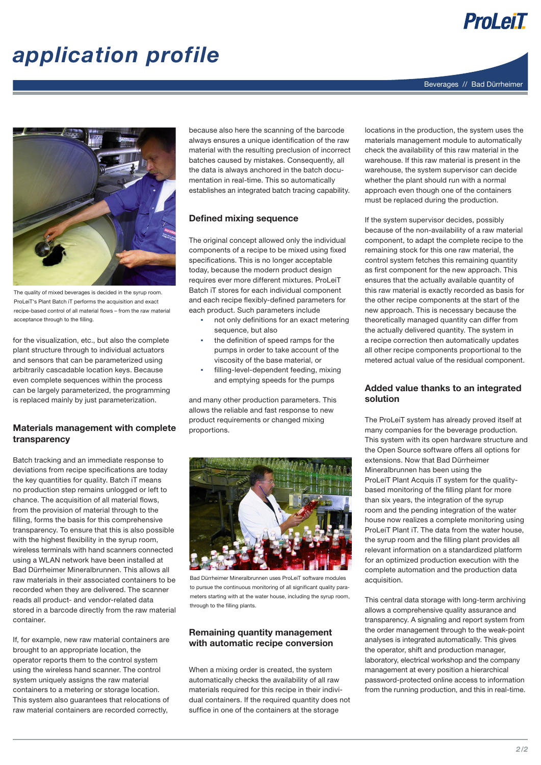The quality of mixed beverages is decided in the syrup room. ProLeiT's Plant Batch iT performs the acquisition and exact recipe-based control of all material flows – from the raw material acceptance through to the filling.

for the visualization, etc., but also the complete plant structure through to individual actuators and sensors that can be parameterized using arbitrarily cascadable location keys. Because even complete sequences within the process can be largely parameterized, the programming is replaced mainly by just parameterization.

## Materials management with complete transparency

Batch tracking and an immediate response to deviations from recipe specifications are today the key quantities for quality. Batch iT means no production step remains unlogged or left to chance. The acquisition of all material flows, from the provision of material through to the filling, forms the basis for this comprehensive transparency. To ensure that this is also possible with the highest flexibility in the syrup room, wireless terminals with hand scanners connected using a WLAN network have been installed at Bad Dürrheimer Mineralbrunnen. This allows all raw materials in their associated containers to be recorded when they are delivered. The scanner reads all product- and vendor-related data stored in a barcode directly from the raw material container.

If, for example, new raw material containers are brought to an appropriate location, the operator reports them to the control system using the wireless hand scanner. The control system uniquely assigns the raw material containers to a metering or storage location. This system also guarantees that relocations of raw material containers are recorded correctly, because also here the scanning of the barcode always ensures a unique identification of the raw material with the resulting preclusion of incorrect batches caused by mistakes. Consequently, all the data is always anchored in the batch documentation in real-time. This so automatically establishes an integrated batch tracing capability.

## Defined mixing sequence

The original concept allowed only the individual components of a recipe to be mixed using fixed specifications. This is no longer acceptable today, because the modern product design requires ever more different mixtures. ProLeiT Batch iT stores for each individual component and each recipe flexibly-defined parameters for each product. Such parameters include

- not only definitions for an exact metering sequence, but also
- the definition of speed ramps for the pumps in order to take account of the viscosity of the base material, or
- filling-level-dependent feeding, mixing and emptying speeds for the pumps

and many other production parameters. This allows the reliable and fast response to new product requirements or changed mixing proportions.

Bad Dürrheimer Mineralbrunnen uses ProLeiT software modules to pursue the continuous monitoring of all significant quality parameters starting with at the water house, including the syrup room, through to the filling plants.

## Remaining quantity management with automatic recipe conversion

When a mixing order is created, the system automatically checks the availability of all raw materials required for this recipe in their individual containers. If the required quantity does not suffice in one of the containers at the storage locations in the production, the system uses the materials management module to automatically check the availability of this raw material in the warehouse. If this raw material is present in the warehouse, the system supervisor can decide whether the plant should run with a normal approach even though one of the containers must be replaced during the production.

If the system supervisor decides, possibly because of the non-availability of a raw material component, to adapt the complete recipe to the remaining stock for this one raw material, the control system fetches this remaining quantity as first component for the new approach. This ensures that the actually available quantity of this raw material is exactly recorded as basis for the other recipe components at the start of the new approach. This is necessary because the theoretically managed quantity can differ from the actually delivered quantity. The system in a recipe correction then automatically updates all other recipe components proportional to the metered actual value of the residual component.

## Added value thanks to an integrated solution

The ProLeiT system has already proved itself at many companies for the beverage production. This system with its open hardware structure and the Open Source software offers all options for extensions. Now that Bad Dürrheimer Mineralbrunnen has been using the ProLeiT Plant Acquis iT system for the quality-based monitoring of the filling plant for more than six years, the integration of the syrup room and the pending integration of the water house now realizes a complete monitoring using ProLeiT Plant iT. The data from the water house, the syrup room and the filling plant provides all relevant information on a standardized platform for an optimized production execution with the complete automation and the production data acquisition.

This central data storage with long-term archiving allows a comprehensive quality assurance and transparency. A signaling and report system from the order management through to the weak-point analyses is integrated automatically. This gives the operator, shift and production manager, laboratory, electrical workshop and the company management at every position a hierarchical password-protected online access to information from the running production, and this in real-time.